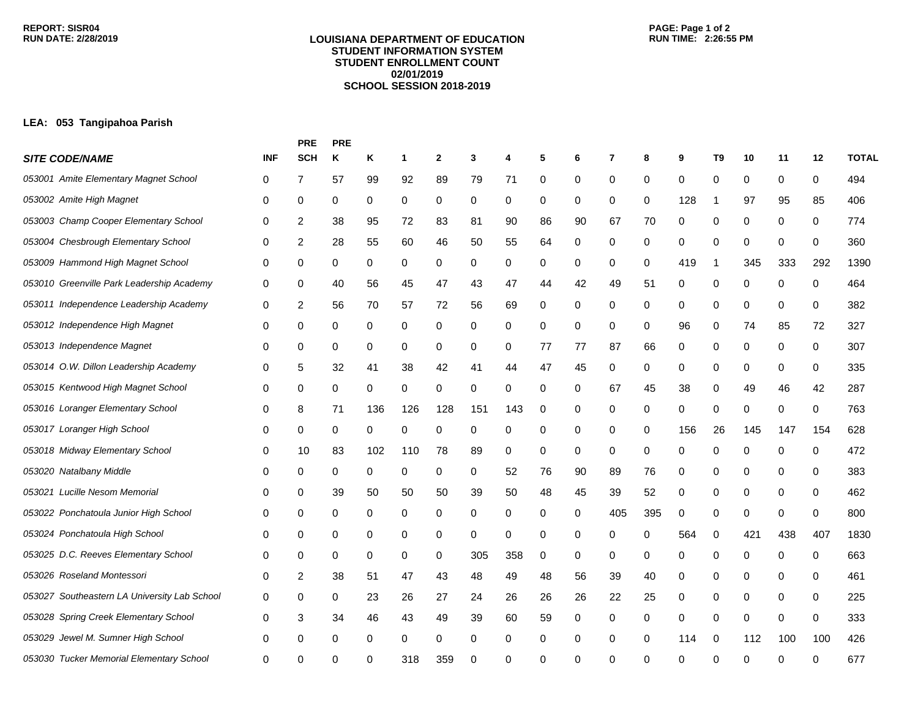**REPORT: SISR04**
**RUN DATE: 2/28/2019**

**RUN TIME: 2:26:55 PM**

# LOUISIANA DEPARTMENT OF EDUCATION
## STUDENT INFORMATION SYSTEM
## STUDENT ENROLLMENT COUNT
## 02/01/2019
## SCHOOL SESSION 2018-2019

**LEA: 053 Tangipahoa Parish**

| *SITE CODE/NAME* | INF | PRE SCH | PRE K | K | 1 | 2 | 3 | 4 | 5 | 6 | 7 | 8 | 9 | T9 | 10 | 11 | 12 | TOTAL |
|---|---|---|---|---|---|---|---|---|---|---|---|---|---|---|---|---|---|---|
| *053001 Amite Elementary Magnet School* | 0 | 7 | 57 | 99 | 92 | 89 | 79 | 71 | 0 | 0 | 0 | 0 | 0 | 0 | 0 | 0 | 0 | 494 |
| *053002 Amite High Magnet* | 0 | 0 | 0 | 0 | 0 | 0 | 0 | 0 | 0 | 0 | 0 | 0 | 128 | 1 | 97 | 95 | 85 | 406 |
| *053003 Champ Cooper Elementary School* | 0 | 2 | 38 | 95 | 72 | 83 | 81 | 90 | 86 | 90 | 67 | 70 | 0 | 0 | 0 | 0 | 0 | 774 |
| *053004 Chesbrough Elementary School* | 0 | 2 | 28 | 55 | 60 | 46 | 50 | 55 | 64 | 0 | 0 | 0 | 0 | 0 | 0 | 0 | 0 | 360 |
| *053009 Hammond High Magnet School* | 0 | 0 | 0 | 0 | 0 | 0 | 0 | 0 | 0 | 0 | 0 | 0 | 419 | 1 | 345 | 333 | 292 | 1390 |
| *053010 Greenville Park Leadership Academy* | 0 | 0 | 40 | 56 | 45 | 47 | 43 | 47 | 44 | 42 | 49 | 51 | 0 | 0 | 0 | 0 | 0 | 464 |
| *053011 Independence Leadership Academy* | 0 | 2 | 56 | 70 | 57 | 72 | 56 | 69 | 0 | 0 | 0 | 0 | 0 | 0 | 0 | 0 | 0 | 382 |
| *053012 Independence High Magnet* | 0 | 0 | 0 | 0 | 0 | 0 | 0 | 0 | 0 | 0 | 0 | 0 | 96 | 0 | 74 | 85 | 72 | 327 |
| *053013 Independence Magnet* | 0 | 0 | 0 | 0 | 0 | 0 | 0 | 0 | 77 | 77 | 87 | 66 | 0 | 0 | 0 | 0 | 0 | 307 |
| *053014 O.W. Dillon Leadership Academy* | 0 | 5 | 32 | 41 | 38 | 42 | 41 | 44 | 47 | 45 | 0 | 0 | 0 | 0 | 0 | 0 | 0 | 335 |
| *053015 Kentwood High Magnet School* | 0 | 0 | 0 | 0 | 0 | 0 | 0 | 0 | 0 | 0 | 67 | 45 | 38 | 0 | 49 | 46 | 42 | 287 |
| *053016 Loranger Elementary School* | 0 | 8 | 71 | 136 | 126 | 128 | 151 | 143 | 0 | 0 | 0 | 0 | 0 | 0 | 0 | 0 | 0 | 763 |
| *053017 Loranger High School* | 0 | 0 | 0 | 0 | 0 | 0 | 0 | 0 | 0 | 0 | 0 | 0 | 156 | 26 | 145 | 147 | 154 | 628 |
| *053018 Midway Elementary School* | 0 | 10 | 83 | 102 | 110 | 78 | 89 | 0 | 0 | 0 | 0 | 0 | 0 | 0 | 0 | 0 | 0 | 472 |
| *053020 Natalbany Middle* | 0 | 0 | 0 | 0 | 0 | 0 | 0 | 52 | 76 | 90 | 89 | 76 | 0 | 0 | 0 | 0 | 0 | 383 |
| *053021 Lucille Nesom Memorial* | 0 | 0 | 39 | 50 | 50 | 50 | 39 | 50 | 48 | 45 | 39 | 52 | 0 | 0 | 0 | 0 | 0 | 462 |
| *053022 Ponchatoula Junior High School* | 0 | 0 | 0 | 0 | 0 | 0 | 0 | 0 | 0 | 0 | 405 | 395 | 0 | 0 | 0 | 0 | 0 | 800 |
| *053024 Ponchatoula High School* | 0 | 0 | 0 | 0 | 0 | 0 | 0 | 0 | 0 | 0 | 0 | 0 | 564 | 0 | 421 | 438 | 407 | 1830 |
| *053025 D.C. Reeves Elementary School* | 0 | 0 | 0 | 0 | 0 | 0 | 305 | 358 | 0 | 0 | 0 | 0 | 0 | 0 | 0 | 0 | 0 | 663 |
| *053026 Roseland Montessori* | 0 | 2 | 38 | 51 | 47 | 43 | 48 | 49 | 48 | 56 | 39 | 40 | 0 | 0 | 0 | 0 | 0 | 461 |
| *053027 Southeastern LA University Lab School* | 0 | 0 | 0 | 23 | 26 | 27 | 24 | 26 | 26 | 26 | 22 | 25 | 0 | 0 | 0 | 0 | 0 | 225 |
| *053028 Spring Creek Elementary School* | 0 | 3 | 34 | 46 | 43 | 49 | 39 | 60 | 59 | 0 | 0 | 0 | 0 | 0 | 0 | 0 | 0 | 333 |
| *053029 Jewel M. Sumner High School* | 0 | 0 | 0 | 0 | 0 | 0 | 0 | 0 | 0 | 0 | 0 | 0 | 114 | 0 | 112 | 100 | 100 | 426 |
| *053030 Tucker Memorial Elementary School* | 0 | 0 | 0 | 0 | 318 | 359 | 0 | 0 | 0 | 0 | 0 | 0 | 0 | 0 | 0 | 0 | 0 | 677 |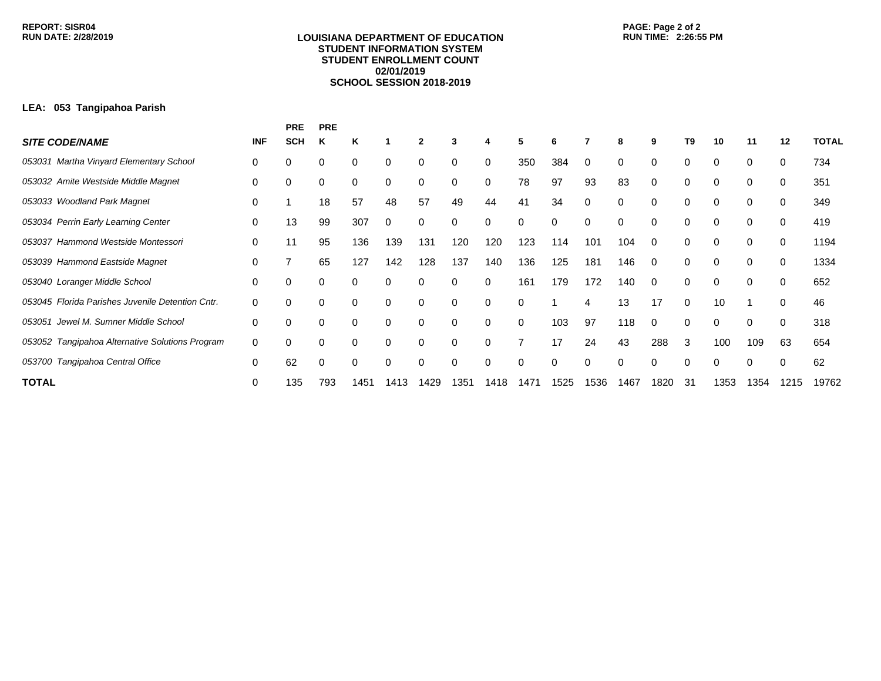REPORT: SISR04
RUN DATE: 2/28/2019

**LOUISIANA DEPARTMENT OF EDUCATION**
**STUDENT INFORMATION SYSTEM**
**STUDENT ENROLLMENT COUNT**
**02/01/2019**
**SCHOOL SESSION 2018-2019**

RUN TIME: 2:26:55 PM

**LEA: 053 Tangipahoa Parish**

| *SITE CODE/NAME* | INF | PRE SCH | PRE K | K | 1 | 2 | 3 | 4 | 5 | 6 | 7 | 8 | 9 | T9 | 10 | 11 | 12 | TOTAL |
|---|---|---|---|---|---|---|---|---|---|---|---|---|---|---|---|---|---|---|
| *053031 Martha Vinyard Elementary School* | 0 | 0 | 0 | 0 | 0 | 0 | 0 | 0 | 350 | 384 | 0 | 0 | 0 | 0 | 0 | 0 | 0 | 734 |
| *053032 Amite Westside Middle Magnet* | 0 | 0 | 0 | 0 | 0 | 0 | 0 | 0 | 78 | 97 | 93 | 83 | 0 | 0 | 0 | 0 | 0 | 351 |
| *053033 Woodland Park Magnet* | 0 | 1 | 18 | 57 | 48 | 57 | 49 | 44 | 41 | 34 | 0 | 0 | 0 | 0 | 0 | 0 | 0 | 349 |
| *053034 Perrin Early Learning Center* | 0 | 13 | 99 | 307 | 0 | 0 | 0 | 0 | 0 | 0 | 0 | 0 | 0 | 0 | 0 | 0 | 0 | 419 |
| *053037 Hammond Westside Montessori* | 0 | 11 | 95 | 136 | 139 | 131 | 120 | 120 | 123 | 114 | 101 | 104 | 0 | 0 | 0 | 0 | 0 | 1194 |
| *053039 Hammond Eastside Magnet* | 0 | 7 | 65 | 127 | 142 | 128 | 137 | 140 | 136 | 125 | 181 | 146 | 0 | 0 | 0 | 0 | 0 | 1334 |
| *053040 Loranger Middle School* | 0 | 0 | 0 | 0 | 0 | 0 | 0 | 0 | 161 | 179 | 172 | 140 | 0 | 0 | 0 | 0 | 0 | 652 |
| *053045 Florida Parishes Juvenile Detention Cntr.* | 0 | 0 | 0 | 0 | 0 | 0 | 0 | 0 | 0 | 1 | 4 | 13 | 17 | 0 | 10 | 1 | 0 | 46 |
| *053051 Jewel M. Sumner Middle School* | 0 | 0 | 0 | 0 | 0 | 0 | 0 | 0 | 0 | 103 | 97 | 118 | 0 | 0 | 0 | 0 | 0 | 318 |
| *053052 Tangipahoa Alternative Solutions Program* | 0 | 0 | 0 | 0 | 0 | 0 | 0 | 0 | 7 | 17 | 24 | 43 | 288 | 3 | 100 | 109 | 63 | 654 |
| *053700 Tangipahoa Central Office* | 0 | 62 | 0 | 0 | 0 | 0 | 0 | 0 | 0 | 0 | 0 | 0 | 0 | 0 | 0 | 0 | 0 | 62 |
| **TOTAL** | 0 | 135 | 793 | 1451 | 1413 | 1429 | 1351 | 1418 | 1471 | 1525 | 1536 | 1467 | 1820 | 31 | 1353 | 1354 | 1215 | 19762 |